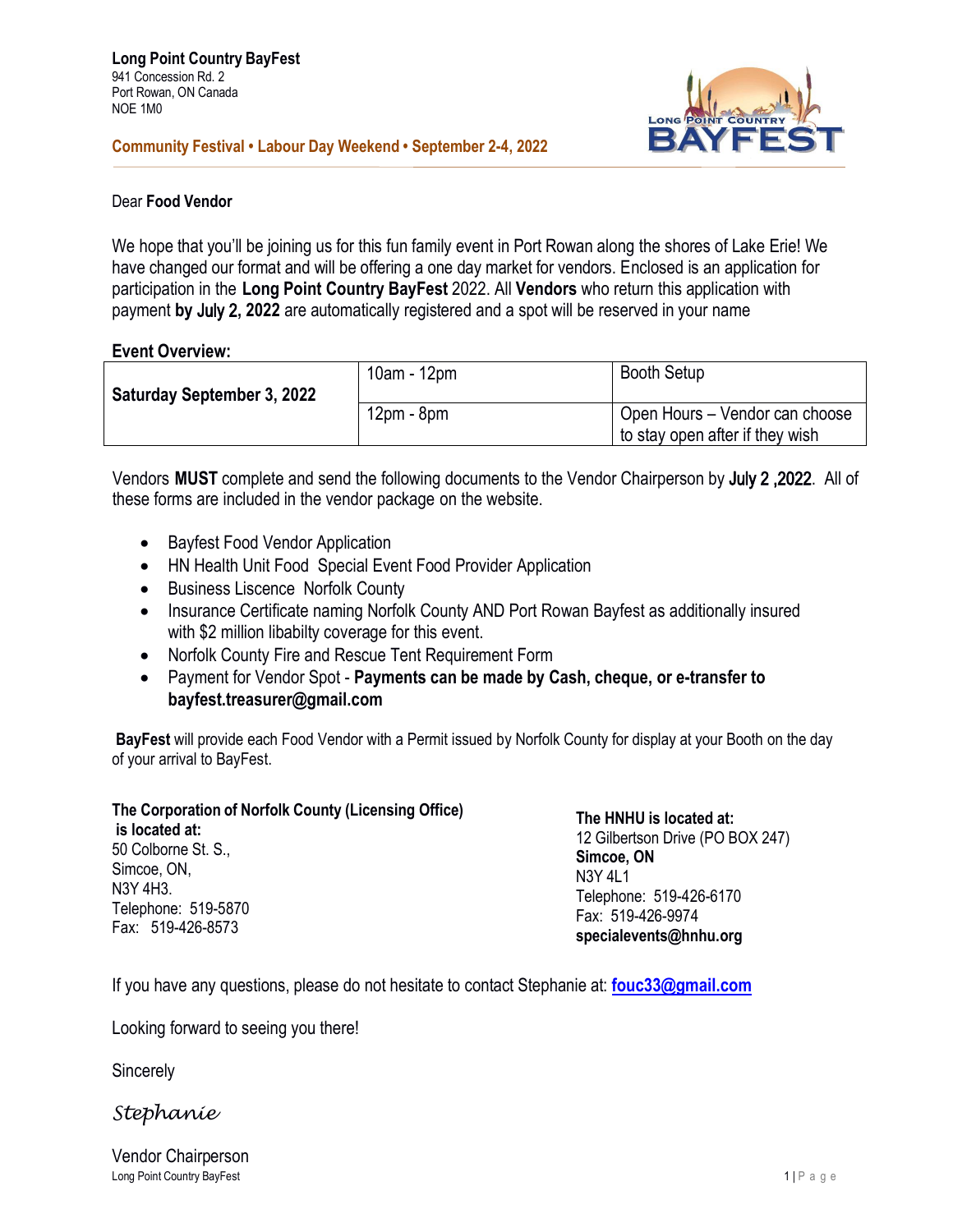**Long Point Country BayFest**
941 Concession Rd. 2
Port Rowan, ON Canada
NOE 1M0

**Community Festival • Labour Day Weekend • September 2-4, 2022**

Dear **Food Vendor**

We hope that you'll be joining us for this fun family event in Port Rowan along the shores of Lake Erie! We have changed our format and will be offering a one day market for vendors. Enclosed is an application for participation in the **Long Point Country BayFest** 2022. All **Vendors** who return this application with payment **by July 2, 2022** are automatically registered and a spot will be reserved in your name

**Event Overview:**

| | | |
|---|---|---|
| **Saturday September 3, 2022** | 10am - 12pm | Booth Setup |
| | 12pm - 8pm | Open Hours – Vendor can choose to stay open after if they wish |

Vendors **MUST** complete and send the following documents to the Vendor Chairperson by **July 2 ,2022**. All of these forms are included in the vendor package on the website.

- Bayfest Food Vendor Application
- HN Health Unit Food Special Event Food Provider Application
- Business Liscence Norfolk County
- Insurance Certificate naming Norfolk County AND Port Rowan Bayfest as additionally insured with $2 million libabilty coverage for this event.
- Norfolk County Fire and Rescue Tent Requirement Form
- Payment for Vendor Spot - **Payments can be made by Cash, cheque, or e-transfer to bayfest.treasurer@gmail.com**

**BayFest** will provide each Food Vendor with a Permit issued by Norfolk County for display at your Booth on the day of your arrival to BayFest.

**The Corporation of Norfolk County (Licensing Office) is located at:**
50 Colborne St. S.,
Simcoe, ON,
N3Y 4H3.
Telephone: 519-5870
Fax: 519-426-8573

**The HNHU is located at:**
12 Gilbertson Drive (PO BOX 247)
**Simcoe, ON**
N3Y 4L1
Telephone: 519-426-6170
Fax: 519-426-9974
**specialevents@hnhu.org**

If you have any questions, please do not hesitate to contact Stephanie at: **fouc33@gmail.com**

Looking forward to seeing you there!

Sincerely

*Stephanie*

Vendor Chairperson
Long Point Country BayFest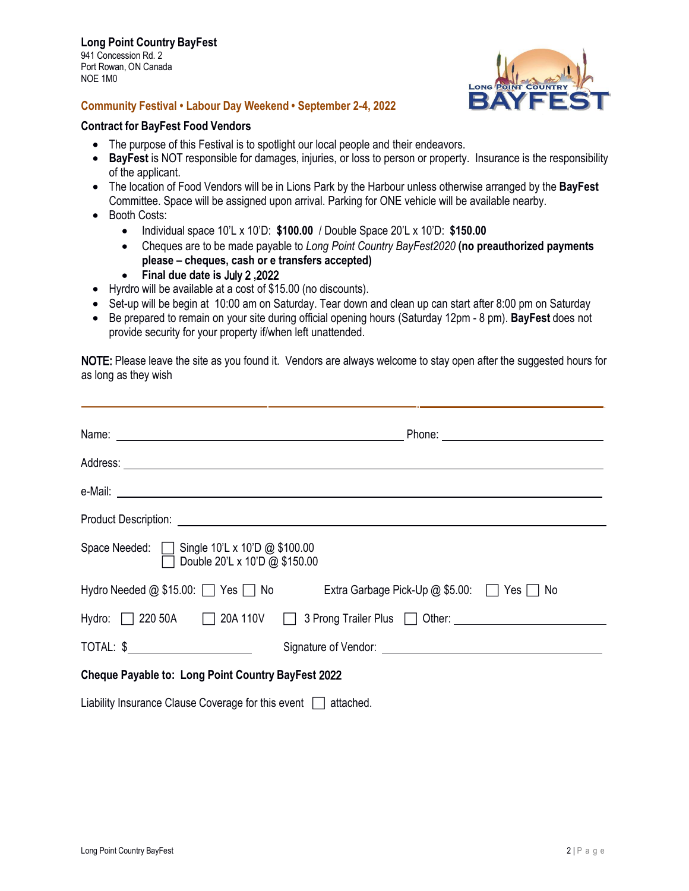**Long Point Country BayFest**
941 Concession Rd. 2
Port Rowan, ON Canada
NOE 1M0

**Community Festival • Labour Day Weekend • September 2-4, 2022**

### Contract for BayFest Food Vendors

- The purpose of this Festival is to spotlight our local people and their endeavors.
- **BayFest** is NOT responsible for damages, injuries, or loss to person or property. Insurance is the responsibility of the applicant.
- The location of Food Vendors will be in Lions Park by the Harbour unless otherwise arranged by the **BayFest** Committee. Space will be assigned upon arrival. Parking for ONE vehicle will be available nearby.
- Booth Costs:
  - Individual space 10'L x 10'D: **$100.00** / Double Space 20'L x 10'D: **$150.00**
  - Cheques are to be made payable to *Long Point Country BayFest2020* **(no preauthorized payments please – cheques, cash or e transfers accepted)**
  - **Final due date is July 2 ,2022**
- Hyrdro will be available at a cost of $15.00 (no discounts).
- Set-up will be begin at 10:00 am on Saturday. Tear down and clean up can start after 8:00 pm on Saturday
- Be prepared to remain on your site during official opening hours (Saturday 12pm - 8 pm). **BayFest** does not provide security for your property if/when left unattended.

NOTE: Please leave the site as you found it. Vendors are always welcome to stay open after the suggested hours for as long as they wish

---

Name: ______________________________ Phone: ____________________

Address: ________________________________________________

e-Mail: ________________________________________________

Product Description: ________________________________________

Space Needed: ☐ Single 10'L x 10'D @ $100.00
☐ Double 20'L x 10'D @ $150.00

Hydro Needed @ $15.00: ☐ Yes ☐ No Extra Garbage Pick-Up @ $5.00: ☐ Yes ☐ No

Hydro: ☐ 220 50A ☐ 20A 110V ☐ 3 Prong Trailer Plus ☐ Other: ____________________

TOTAL: $______________ Signature of Vendor: ____________________________

**Cheque Payable to: Long Point Country BayFest 2022**

Liability Insurance Clause Coverage for this event ☐ attached.